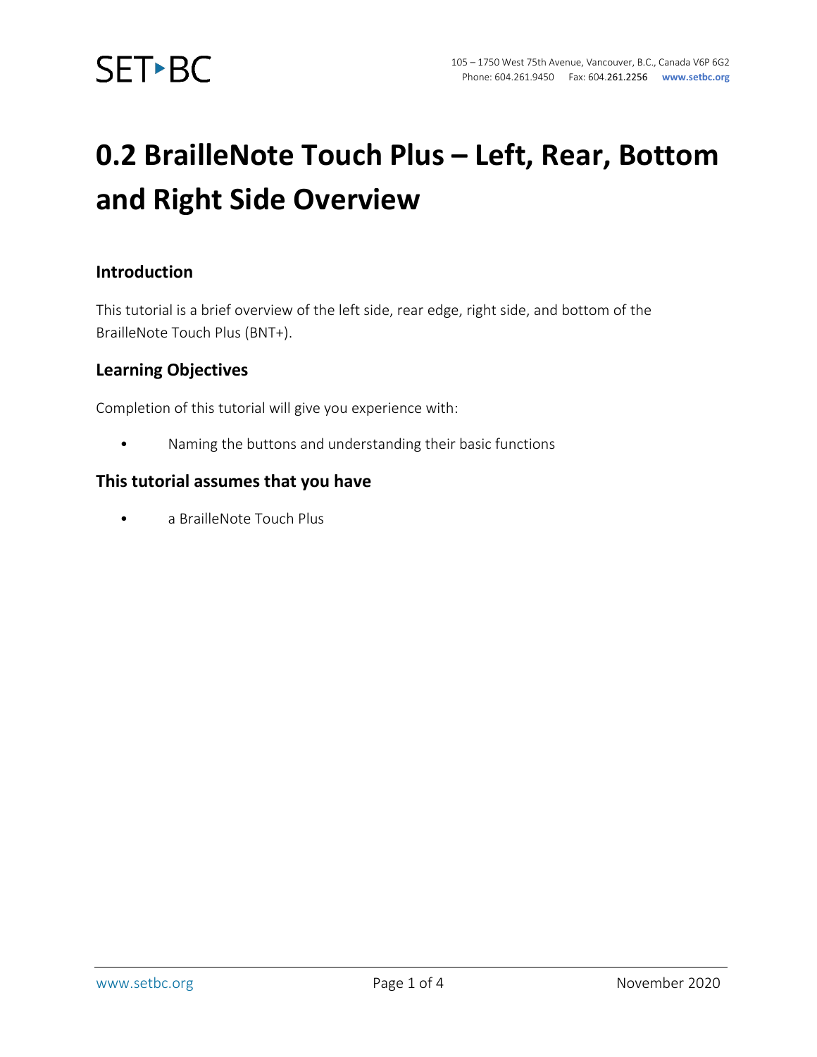# 0.2 BrailleNote Touch Plus – Left, Rear, Bottom and Right Side Overview

## Introduction

This tutorial is a brief overview of the left side, rear edge, right side, and bottom of the BrailleNote Touch Plus (BNT+).

## Learning Objectives

Completion of this tutorial will give you experience with:

- Naming the buttons and understanding their basic functions

## This tutorial assumes that you have

- a BrailleNote Touch Plus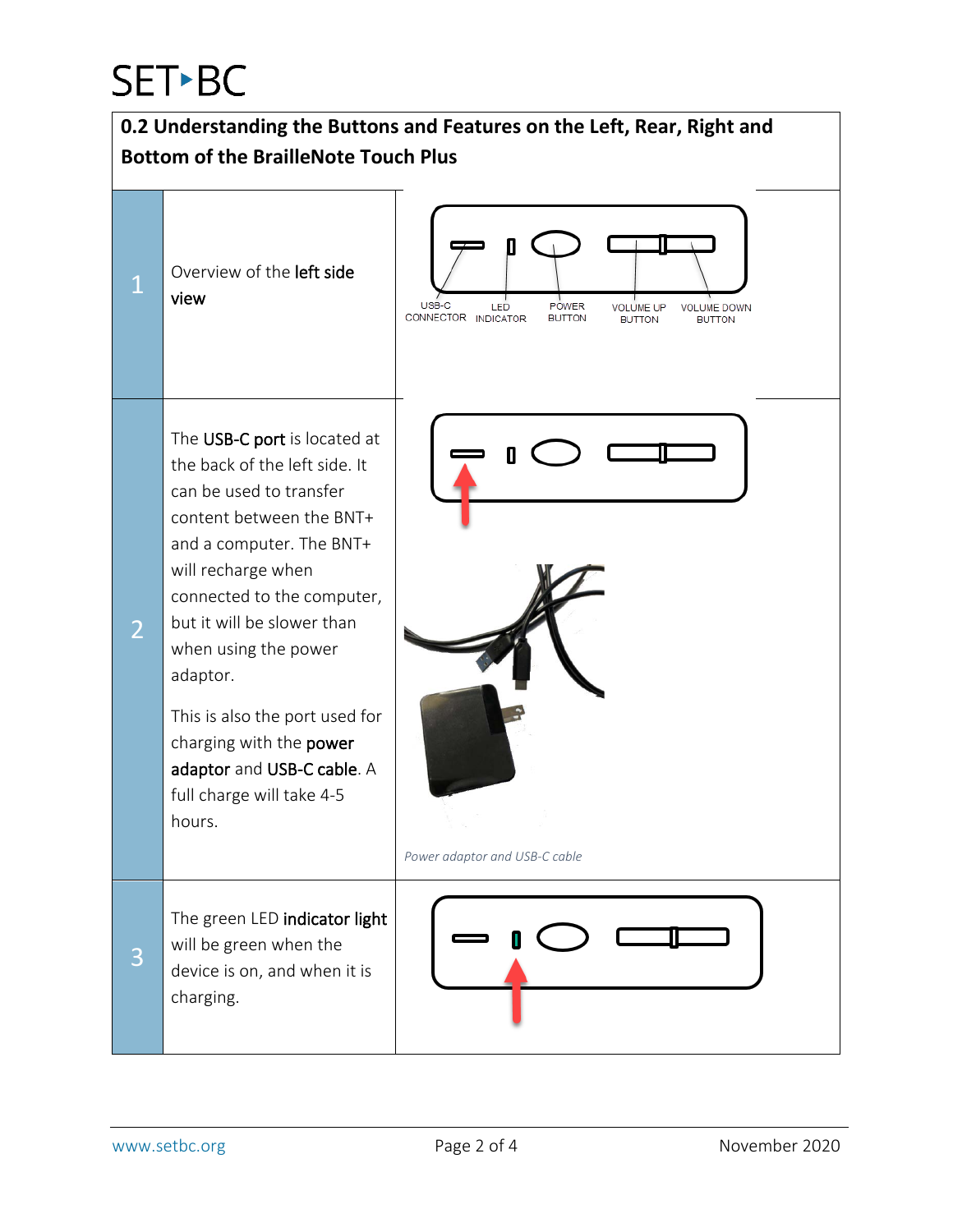## 0.2 Understanding the Buttons and Features on the Left, Rear, Right and Bottom of the BrailleNote Touch Plus

| | | |
|---|---|---|
| 1 | Overview of the **left side view** | USB-C CONNECTOR, LED INDICATOR, POWER BUTTON, VOLUME UP BUTTON, VOLUME DOWN BUTTON |
| 2 | The **USB-C port** is located at the back of the left side. It can be used to transfer content between the BNT+ and a computer. The BNT+ will recharge when connected to the computer, but it will be slower than when using the power adaptor.<br><br>This is also the port used for charging with the **power adaptor** and **USB-C cable**. A full charge will take 4-5 hours. | *Power adaptor and USB-C cable* |
| 3 | The green LED **indicator light** will be green when the device is on, and when it is charging. | |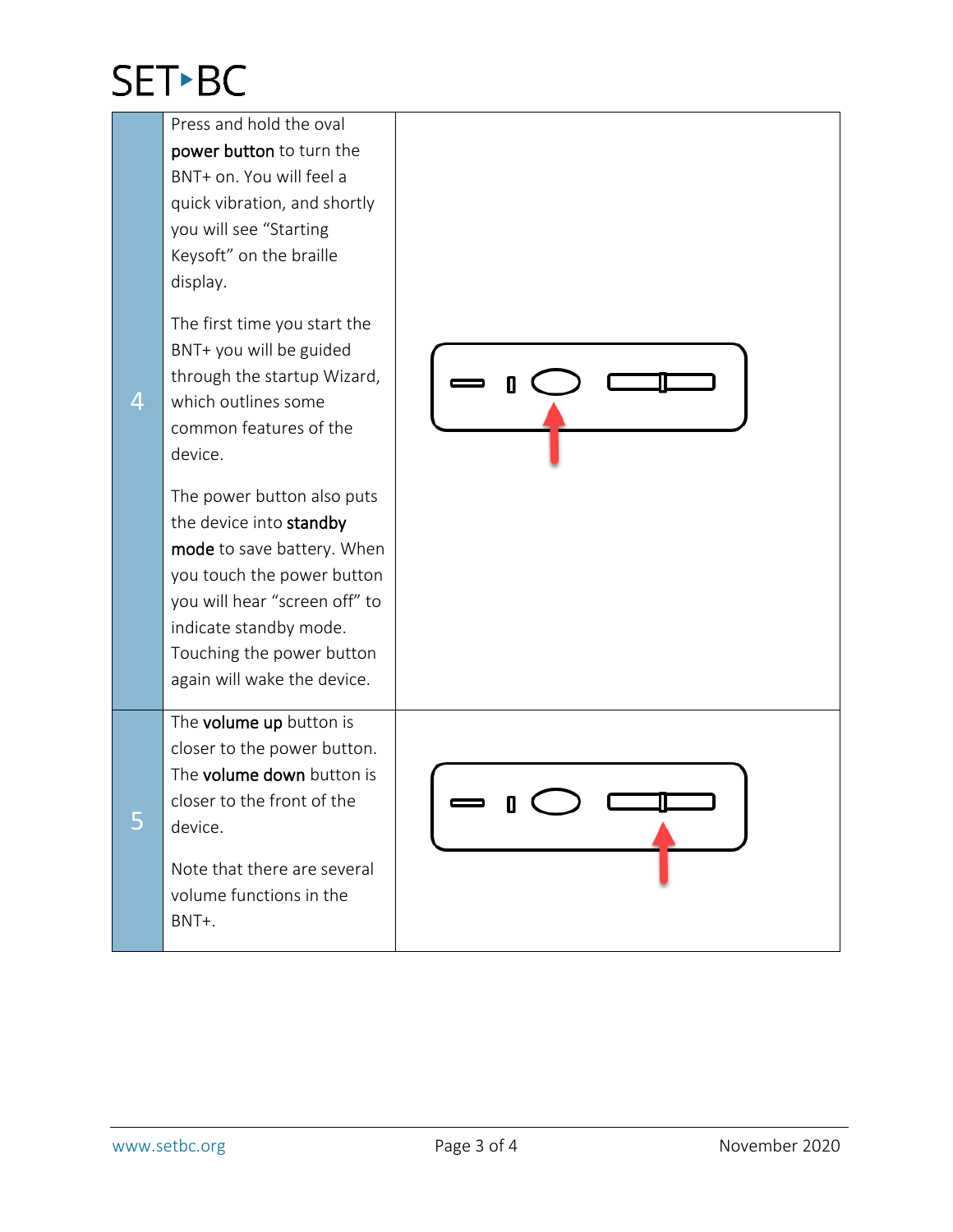| | | |
|---|---|---|
| 4 | Press and hold the oval **power button** to turn the BNT+ on. You will feel a quick vibration, and shortly you will see “Starting Keysoft” on the braille display.<br><br>The first time you start the BNT+ you will be guided through the startup Wizard, which outlines some common features of the device.<br><br>The power button also puts the device into **standby mode** to save battery. When you touch the power button you will hear “screen off” to indicate standby mode. Touching the power button again will wake the device. | |
| 5 | The **volume up** button is closer to the power button. The **volume down** button is closer to the front of the device.<br><br>Note that there are several volume functions in the BNT+. | |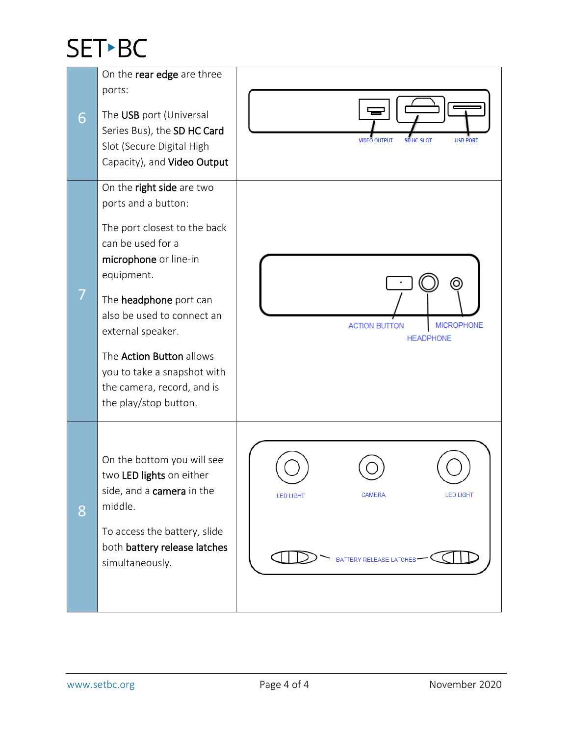| | | |
|---|---|---|
| 6 | On the **rear edge** are three ports:<br><br>The **USB** port (Universal Series Bus), the **SD HC Card** Slot (Secure Digital High Capacity), and **Video Output** | VIDEO OUTPUT<br>SD HC SLOT<br>USB PORT |
| 7 | On the **right side** are two ports and a button:<br><br>The port closest to the back can be used for a **microphone** or line-in equipment.<br><br>The **headphone** port can also be used to connect an external speaker.<br><br>The **Action Button** allows you to take a snapshot with the camera, record, and is the play/stop button. | ACTION BUTTON<br>MICROPHONE<br>HEADPHONE |
| 8 | On the bottom you will see two **LED lights** on either side, and a **camera** in the middle.<br><br>To access the battery, slide both **battery release latches** simultaneously. | LED LIGHT<br>CAMERA<br>LED LIGHT<br>BATTERY RELEASE LATCHES |